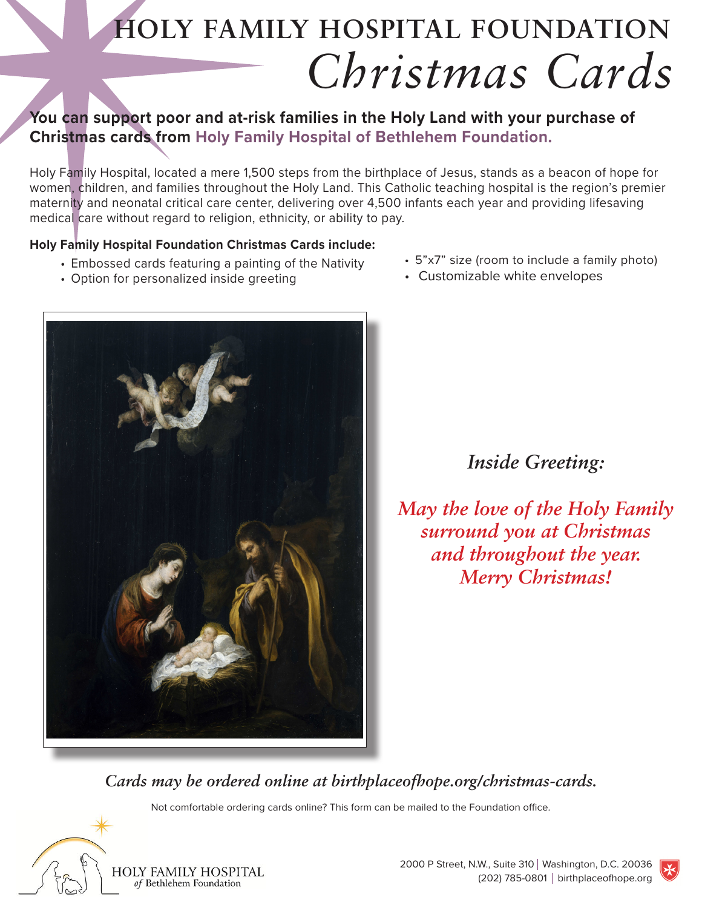# HOLY FAMILY HOSPITAL FOUNDATION

# *Christmas Cards*

**You can support poor and at-risk families in the Holy Land with your purchase of Christmas cards from Holy Family Hospital of Bethlehem Foundation.**

Holy Family Hospital, located a mere 1,500 steps from the birthplace of Jesus, stands as a beacon of hope for women, children, and families throughout the Holy Land. This Catholic teaching hospital is the region's premier maternity and neonatal critical care center, delivering over 4,500 infants each year and providing lifesaving medical care without regard to religion, ethnicity, or ability to pay.

**Holy Family Hospital Foundation Christmas Cards include:**

- Embossed cards featuring a painting of the Nativity
- Option for personalized inside greeting
- 5"x7" size (room to include a family photo)
- Customizable white envelopes

***Inside Greeting:***

*May the love of the Holy Family surround you at Christmas and throughout the year. Merry Christmas!*

*Cards may be ordered online at birthplaceofhope.org/christmas-cards.*

Not comfortable ordering cards online? This form can be mailed to the Foundation office.

HOLY FAMILY HOSPITAL *of* Bethlehem Foundation

2000 P Street, N.W., Suite 310 | Washington, D.C. 20036
(202) 785-0801 | birthplaceofhope.org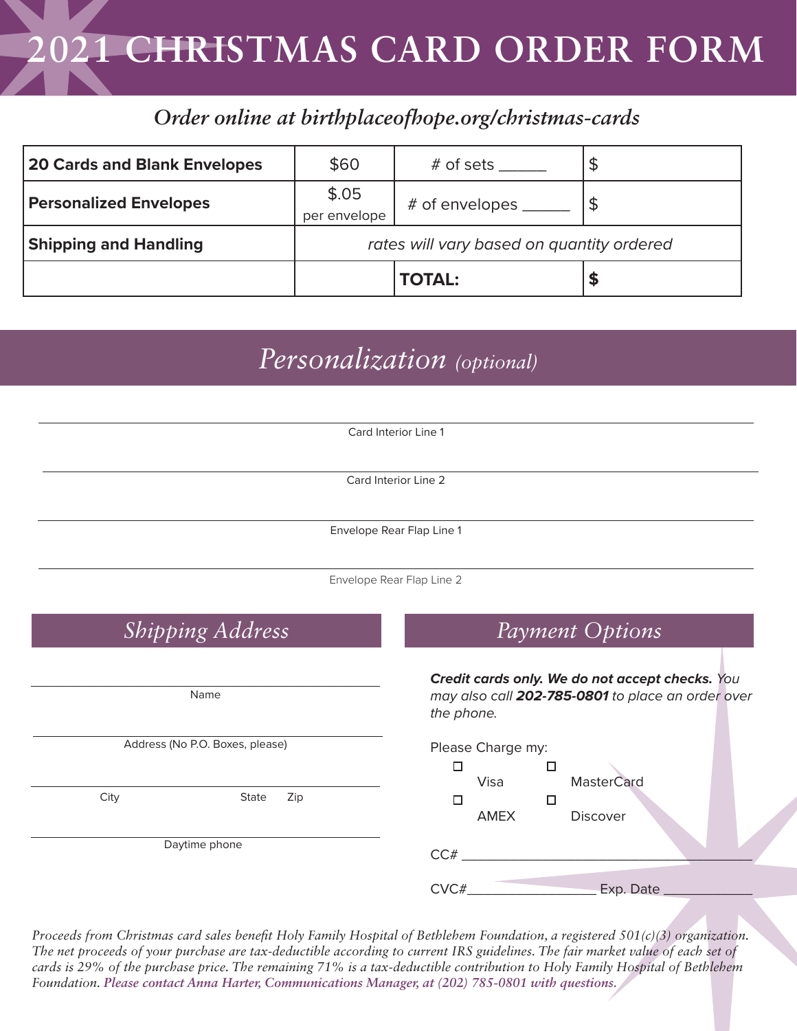# 2021 CHRISTMAS CARD ORDER FORM

*Order online at birthplaceofhope.org/christmas-cards*

| | | | |
|---|---|---|---|
| **20 Cards and Blank Envelopes** | $60 | # of sets ______ | $ |
| **Personalized Envelopes** | $.05 per envelope | # of envelopes ______ | $ |
| **Shipping and Handling** | *rates will vary based on quantity ordered* | | |
| | | **TOTAL:** | **$** |

## *Personalization (optional)*

Card Interior Line 1

Card Interior Line 2

Envelope Rear Flap Line 1

Envelope Rear Flap Line 2

## *Shipping Address*

Name

Address (No P.O. Boxes, please)

City State Zip

Daytime phone

## *Payment Options*

***Credit cards only. We do not accept checks.*** *You may also call* ***202-785-0801*** *to place an order over the phone.*

Please Charge my:

- ☐ Visa
- ☐ MasterCard
- ☐ AMEX
- ☐ Discover

CC# ________________________________________

CVC#__________________ Exp. Date ____________

*Proceeds from Christmas card sales benefit Holy Family Hospital of Bethlehem Foundation, a registered 501(c)(3) organization. The net proceeds of your purchase are tax-deductible according to current IRS guidelines. The fair market value of each set of cards is 29% of the purchase price. The remaining 71% is a tax-deductible contribution to Holy Family Hospital of Bethlehem Foundation. Please contact Anna Harter, Communications Manager, at (202) 785-0801 with questions.*